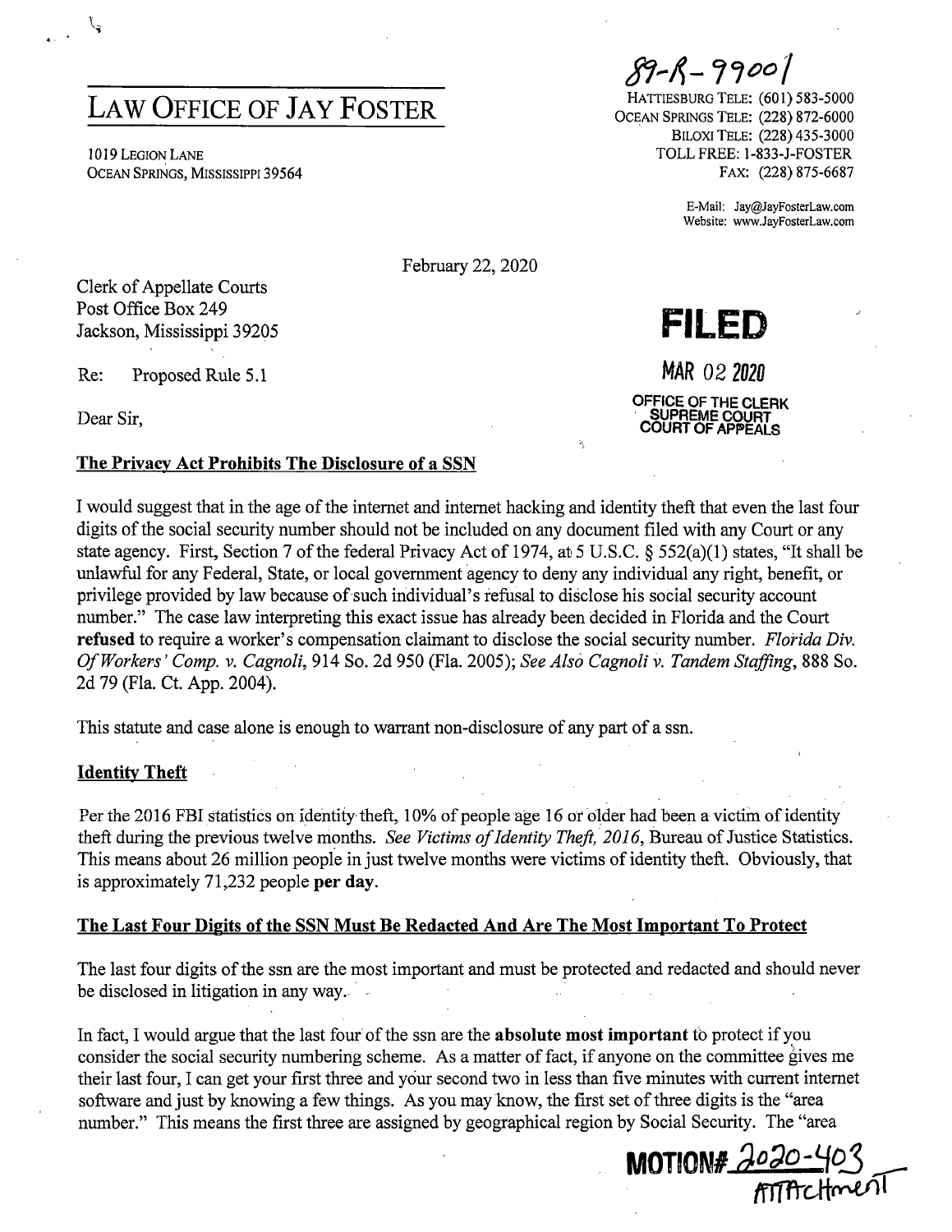89-R-99001

# LAW OFFICE OF JAY FOSTER

1019 LEGION LANE
OCEAN SPRINGS, MISSISSIPPI 39564

HATTIESBURG TELE: (601) 583-5000
OCEAN SPRINGS TELE: (228) 872-6000
BILOXI TELE: (228) 435-3000
TOLL FREE: 1-833-J-FOSTER
FAX: (228) 875-6687

E-Mail: Jay@JayFosterLaw.com
Website: www.JayFosterLaw.com

February 22, 2020

Clerk of Appellate Courts
Post Office Box 249
Jackson, Mississippi 39205

**FILED**

MAR 02 2020

OFFICE OF THE CLERK
SUPREME COURT
COURT OF APPEALS

Re: Proposed Rule 5.1

Dear Sir,

**The Privacy Act Prohibits The Disclosure of a SSN**

I would suggest that in the age of the internet and internet hacking and identity theft that even the last four digits of the social security number should not be included on any document filed with any Court or any state agency. First, Section 7 of the federal Privacy Act of 1974, at 5 U.S.C. § 552(a)(1) states, "It shall be unlawful for any Federal, State, or local government agency to deny any individual any right, benefit, or privilege provided by law because of such individual's refusal to disclose his social security account number." The case law interpreting this exact issue has already been decided in Florida and the Court **refused** to require a worker's compensation claimant to disclose the social security number. *Florida Div. Of Workers' Comp. v. Cagnoli*, 914 So. 2d 950 (Fla. 2005); *See Also Cagnoli v. Tandem Staffing*, 888 So. 2d 79 (Fla. Ct. App. 2004).

This statute and case alone is enough to warrant non-disclosure of any part of a ssn.

**Identity Theft**

Per the 2016 FBI statistics on identity theft, 10% of people age 16 or older had been a victim of identity theft during the previous twelve months. *See Victims of Identity Theft, 2016*, Bureau of Justice Statistics. This means about 26 million people in just twelve months were victims of identity theft. Obviously, that is approximately 71,232 people **per day**.

**The Last Four Digits of the SSN Must Be Redacted And Are The Most Important To Protect**

The last four digits of the ssn are the most important and must be protected and redacted and should never be disclosed in litigation in any way.

In fact, I would argue that the last four of the ssn are the **absolute most important** to protect if you consider the social security numbering scheme. As a matter of fact, if anyone on the committee gives me their last four, I can get your first three and your second two in less than five minutes with current internet software and just by knowing a few things. As you may know, the first set of three digits is the "area number." This means the first three are assigned by geographical region by Social Security. The "area

MOTION# 2020-403
Attachment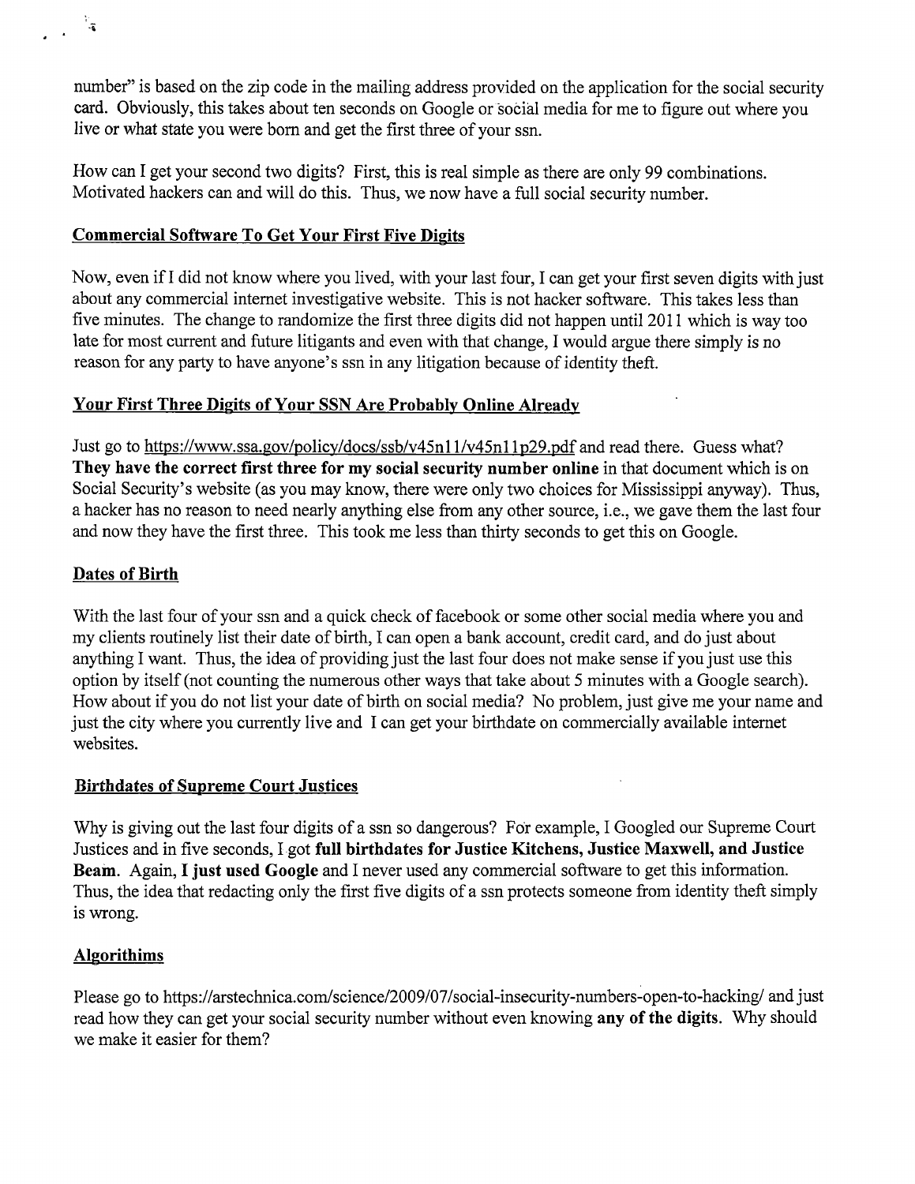number" is based on the zip code in the mailing address provided on the application for the social security card. Obviously, this takes about ten seconds on Google or social media for me to figure out where you live or what state you were born and get the first three of your ssn.

How can I get your second two digits? First, this is real simple as there are only 99 combinations. Motivated hackers can and will do this. Thus, we now have a full social security number.

## Commercial Software To Get Your First Five Digits

Now, even if I did not know where you lived, with your last four, I can get your first seven digits with just about any commercial internet investigative website. This is not hacker software. This takes less than five minutes. The change to randomize the first three digits did not happen until 2011 which is way too late for most current and future litigants and even with that change, I would argue there simply is no reason for any party to have anyone's ssn in any litigation because of identity theft.

## Your First Three Digits of Your SSN Are Probably Online Already

Just go to https://www.ssa.gov/policy/docs/ssb/v45n11/v45n11p29.pdf and read there. Guess what? **They have the correct first three for my social security number online** in that document which is on Social Security's website (as you may know, there were only two choices for Mississippi anyway). Thus, a hacker has no reason to need nearly anything else from any other source, i.e., we gave them the last four and now they have the first three. This took me less than thirty seconds to get this on Google.

## Dates of Birth

With the last four of your ssn and a quick check of facebook or some other social media where you and my clients routinely list their date of birth, I can open a bank account, credit card, and do just about anything I want. Thus, the idea of providing just the last four does not make sense if you just use this option by itself (not counting the numerous other ways that take about 5 minutes with a Google search). How about if you do not list your date of birth on social media? No problem, just give me your name and just the city where you currently live and I can get your birthdate on commercially available internet websites.

## Birthdates of Supreme Court Justices

Why is giving out the last four digits of a ssn so dangerous? For example, I Googled our Supreme Court Justices and in five seconds, I got **full birthdates for Justice Kitchens, Justice Maxwell, and Justice Beam**. Again, **I just used Google** and I never used any commercial software to get this information. Thus, the idea that redacting only the first five digits of a ssn protects someone from identity theft simply is wrong.

## Algorithims

Please go to https://arstechnica.com/science/2009/07/social-insecurity-numbers-open-to-hacking/ and just read how they can get your social security number without even knowing **any of the digits**. Why should we make it easier for them?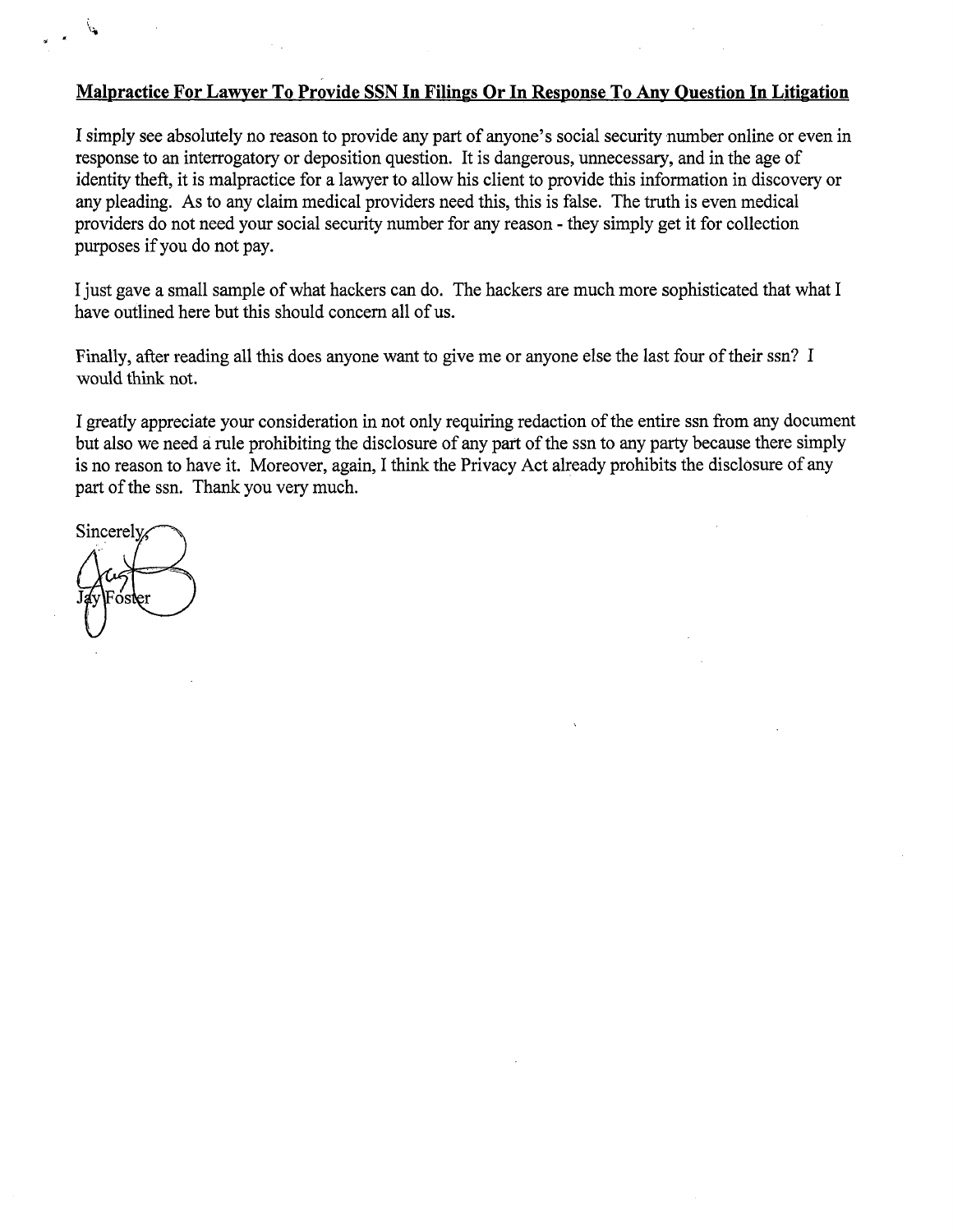**Malpractice For Lawyer To Provide SSN In Filings Or In Response To Any Question In Litigation**

I simply see absolutely no reason to provide any part of anyone's social security number online or even in response to an interrogatory or deposition question. It is dangerous, unnecessary, and in the age of identity theft, it is malpractice for a lawyer to allow his client to provide this information in discovery or any pleading. As to any claim medical providers need this, this is false. The truth is even medical providers do not need your social security number for any reason - they simply get it for collection purposes if you do not pay.

I just gave a small sample of what hackers can do. The hackers are much more sophisticated that what I have outlined here but this should concern all of us.

Finally, after reading all this does anyone want to give me or anyone else the last four of their ssn? I would think not.

I greatly appreciate your consideration in not only requiring redaction of the entire ssn from any document but also we need a rule prohibiting the disclosure of any part of the ssn to any party because there simply is no reason to have it. Moreover, again, I think the Privacy Act already prohibits the disclosure of any part of the ssn. Thank you very much.

Sincerely,

Jay Foster